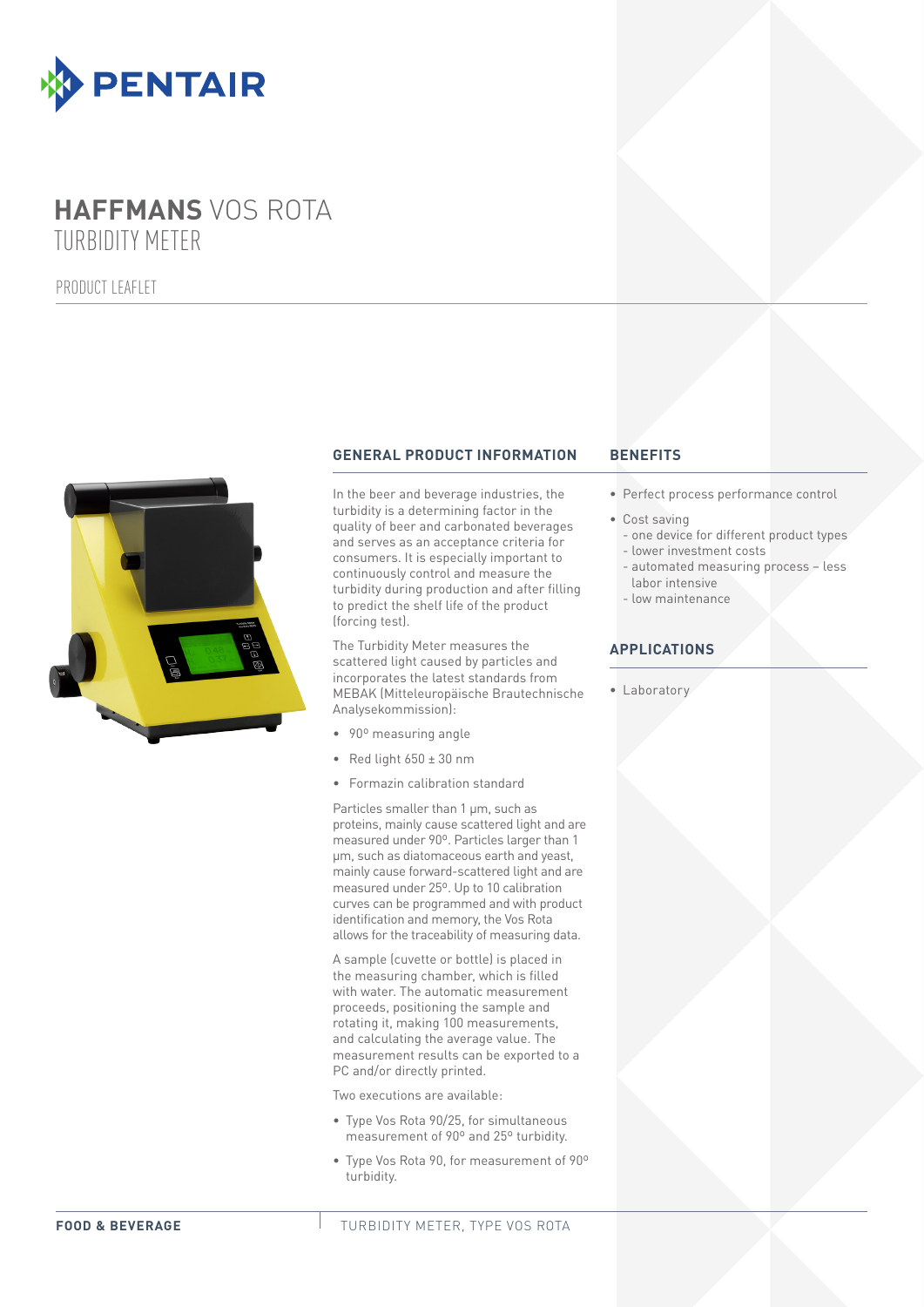# HAFFMANS VOS ROTA TURBIDITY METER

PRODUCT LEAFLET

## GENERAL PRODUCT INFORMATION

In the beer and beverage industries, the turbidity is a determining factor in the quality of beer and carbonated beverages and serves as an acceptance criteria for consumers. It is especially important to continuously control and measure the turbidity during production and after filling to predict the shelf life of the product (forcing test).

The Turbidity Meter measures the scattered light caused by particles and incorporates the latest standards from MEBAK (Mitteleuropäische Brautechnische Analysekommission):

- 90º measuring angle
- Red light 650 ± 30 nm
- Formazin calibration standard

Particles smaller than 1 µm, such as proteins, mainly cause scattered light and are measured under 90º. Particles larger than 1 µm, such as diatomaceous earth and yeast, mainly cause forward-scattered light and are measured under 25º. Up to 10 calibration curves can be programmed and with product identification and memory, the Vos Rota allows for the traceability of measuring data.

A sample (cuvette or bottle) is placed in the measuring chamber, which is filled with water. The automatic measurement proceeds, positioning the sample and rotating it, making 100 measurements, and calculating the average value. The measurement results can be exported to a PC and/or directly printed.

Two executions are available:

- Type Vos Rota 90/25, for simultaneous measurement of 90º and 25º turbidity.
- Type Vos Rota 90, for measurement of 90º turbidity.

## BENEFITS

- Perfect process performance control
- Cost saving
  - one device for different product types
  - lower investment costs
  - automated measuring process – less labor intensive
  - low maintenance

## APPLICATIONS

- Laboratory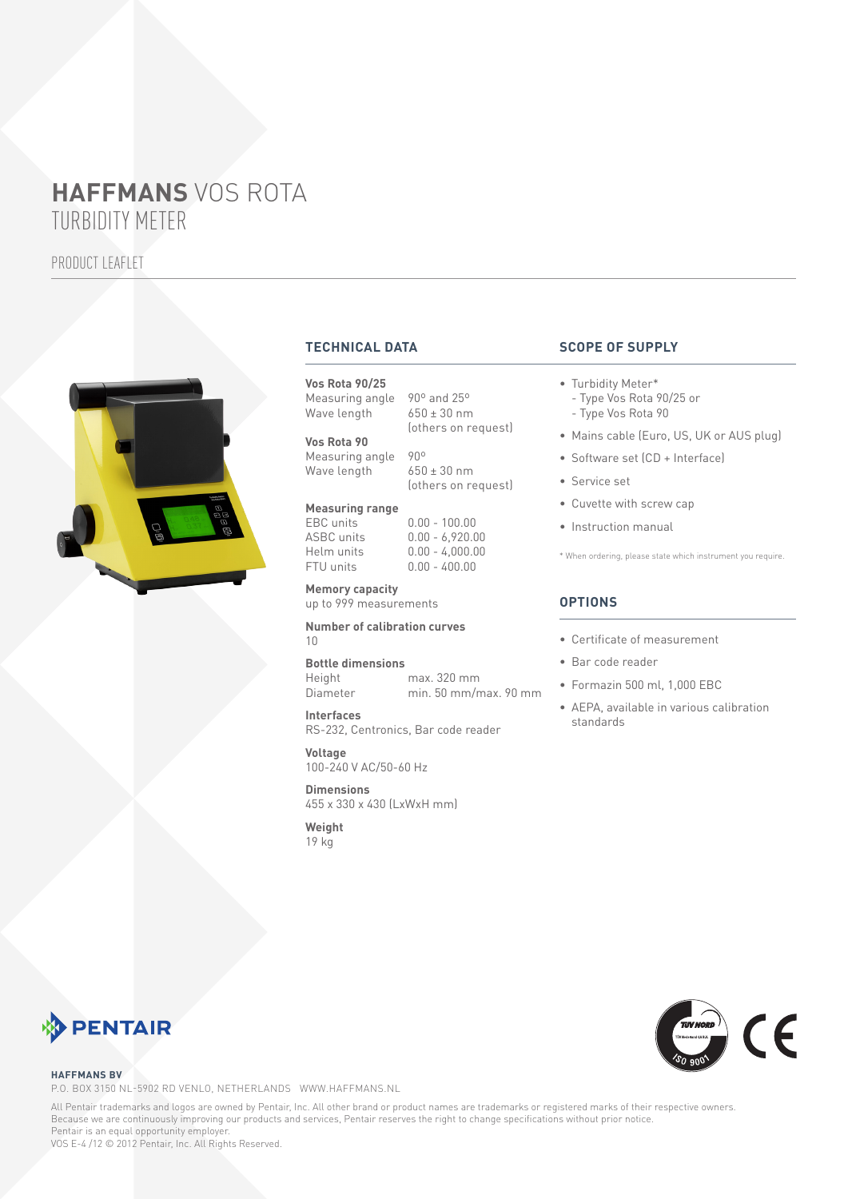# HAFFMANS VOS ROTA TURBIDITY METER

PRODUCT LEAFLET

## TECHNICAL DATA

**Vos Rota 90/25**

| | |
|---|---|
| Measuring angle | 90° and 25° |
| Wave length | 650 ± 30 nm (others on request) |

**Vos Rota 90**

| | |
|---|---|
| Measuring angle | 90° |
| Wave length | 650 ± 30 nm (others on request) |

**Measuring range**

| | |
|---|---|
| EBC units | 0.00 - 100.00 |
| ASBC units | 0.00 - 6,920.00 |
| Helm units | 0.00 - 4,000.00 |
| FTU units | 0.00 - 400.00 |

**Memory capacity**
up to 999 measurements

**Number of calibration curves**
10

**Bottle dimensions**

| | |
|---|---|
| Height | max. 320 mm |
| Diameter | min. 50 mm/max. 90 mm |

**Interfaces**
RS-232, Centronics, Bar code reader

**Voltage**
100-240 V AC/50-60 Hz

**Dimensions**
455 x 330 x 430 (LxWxH mm)

**Weight**
19 kg

## SCOPE OF SUPPLY

- Turbidity Meter*
  - Type Vos Rota 90/25 or
  - Type Vos Rota 90
- Mains cable (Euro, US, UK or AUS plug)
- Software set (CD + Interface)
- Service set
- Cuvette with screw cap
- Instruction manual

* When ordering, please state which instrument you require.

## OPTIONS

- Certificate of measurement
- Bar code reader
- Formazin 500 ml, 1,000 EBC
- AEPA, available in various calibration standards

PENTAIR

TÜV NORD ISO 9001 CE

**HAFFMANS BV**
P.O. BOX 3150 NL-5902 RD VENLO, NETHERLANDS WWW.HAFFMANS.NL

All Pentair trademarks and logos are owned by Pentair, Inc. All other brand or product names are trademarks or registered marks of their respective owners. Because we are continuously improving our products and services, Pentair reserves the right to change specifications without prior notice.
Pentair is an equal opportunity employer.
VOS E-4 /12 © 2012 Pentair, Inc. All Rights Reserved.